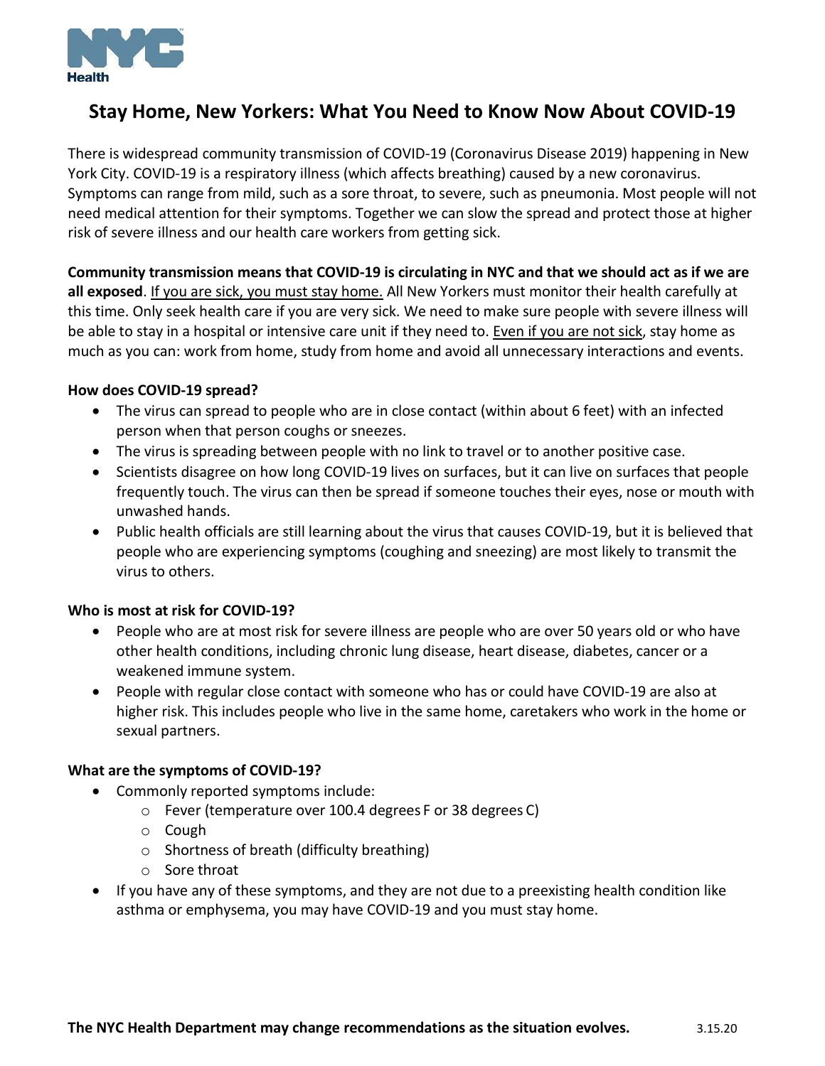NYC Health

# Stay Home, New Yorkers: What You Need to Know Now About COVID-19

There is widespread community transmission of COVID-19 (Coronavirus Disease 2019) happening in New York City. COVID-19 is a respiratory illness (which affects breathing) caused by a new coronavirus. Symptoms can range from mild, such as a sore throat, to severe, such as pneumonia. Most people will not need medical attention for their symptoms. Together we can slow the spread and protect those at higher risk of severe illness and our health care workers from getting sick.

**Community transmission means that COVID-19 is circulating in NYC and that we should act as if we are all exposed**. <u>If you are sick, you must stay home.</u> All New Yorkers must monitor their health carefully at this time. Only seek health care if you are very sick. We need to make sure people with severe illness will be able to stay in a hospital or intensive care unit if they need to. <u>Even if you are not sick</u>, stay home as much as you can: work from home, study from home and avoid all unnecessary interactions and events.

**How does COVID-19 spread?**

- The virus can spread to people who are in close contact (within about 6 feet) with an infected person when that person coughs or sneezes.
- The virus is spreading between people with no link to travel or to another positive case.
- Scientists disagree on how long COVID-19 lives on surfaces, but it can live on surfaces that people frequently touch. The virus can then be spread if someone touches their eyes, nose or mouth with unwashed hands.
- Public health officials are still learning about the virus that causes COVID-19, but it is believed that people who are experiencing symptoms (coughing and sneezing) are most likely to transmit the virus to others.

**Who is most at risk for COVID-19?**

- People who are at most risk for severe illness are people who are over 50 years old or who have other health conditions, including chronic lung disease, heart disease, diabetes, cancer or a weakened immune system.
- People with regular close contact with someone who has or could have COVID-19 are also at higher risk. This includes people who live in the same home, caretakers who work in the home or sexual partners.

**What are the symptoms of COVID-19?**

- Commonly reported symptoms include:
  - Fever (temperature over 100.4 degrees F or 38 degrees C)
  - Cough
  - Shortness of breath (difficulty breathing)
  - Sore throat
- If you have any of these symptoms, and they are not due to a preexisting health condition like asthma or emphysema, you may have COVID-19 and you must stay home.

**The NYC Health Department may change recommendations as the situation evolves.** 3.15.20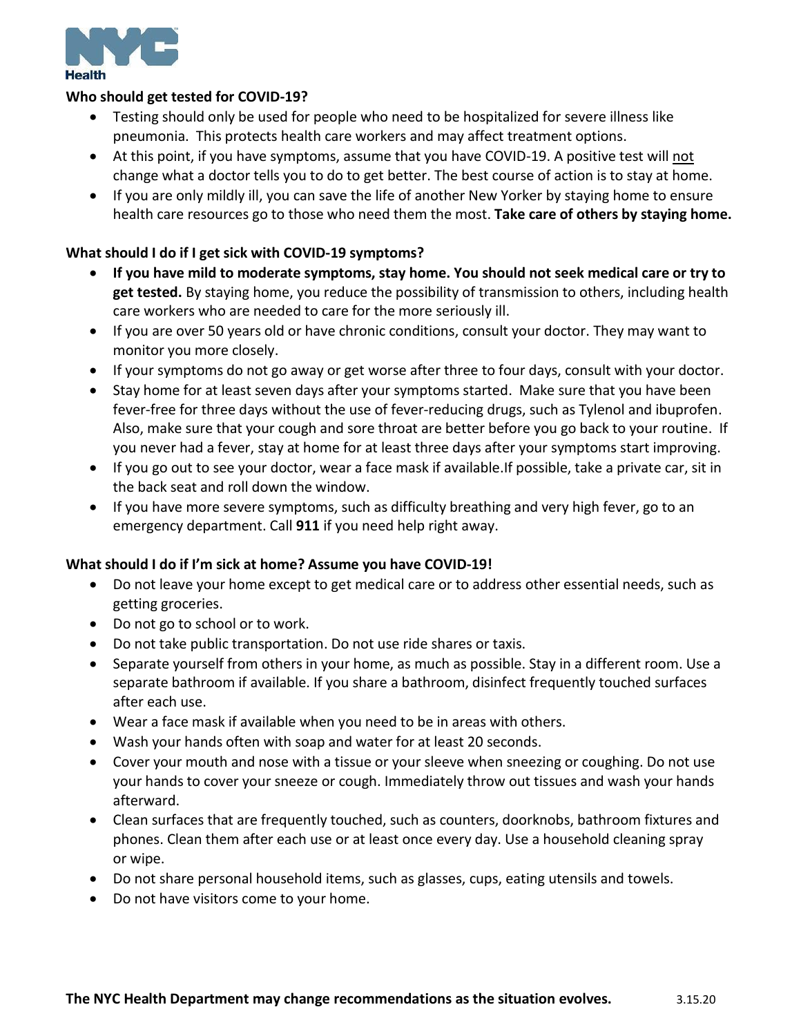NYC Health

**Who should get tested for COVID-19?**

- Testing should only be used for people who need to be hospitalized for severe illness like pneumonia. This protects health care workers and may affect treatment options.
- At this point, if you have symptoms, assume that you have COVID-19. A positive test will not change what a doctor tells you to do to get better. The best course of action is to stay at home.
- If you are only mildly ill, you can save the life of another New Yorker by staying home to ensure health care resources go to those who need them the most. **Take care of others by staying home.**

**What should I do if I get sick with COVID-19 symptoms?**

- **If you have mild to moderate symptoms, stay home. You should not seek medical care or try to get tested.** By staying home, you reduce the possibility of transmission to others, including health care workers who are needed to care for the more seriously ill.
- If you are over 50 years old or have chronic conditions, consult your doctor. They may want to monitor you more closely.
- If your symptoms do not go away or get worse after three to four days, consult with your doctor.
- Stay home for at least seven days after your symptoms started. Make sure that you have been fever-free for three days without the use of fever-reducing drugs, such as Tylenol and ibuprofen. Also, make sure that your cough and sore throat are better before you go back to your routine. If you never had a fever, stay at home for at least three days after your symptoms start improving.
- If you go out to see your doctor, wear a face mask if available.If possible, take a private car, sit in the back seat and roll down the window.
- If you have more severe symptoms, such as difficulty breathing and very high fever, go to an emergency department. Call **911** if you need help right away.

**What should I do if I'm sick at home? Assume you have COVID-19!**

- Do not leave your home except to get medical care or to address other essential needs, such as getting groceries.
- Do not go to school or to work.
- Do not take public transportation. Do not use ride shares or taxis.
- Separate yourself from others in your home, as much as possible. Stay in a different room. Use a separate bathroom if available. If you share a bathroom, disinfect frequently touched surfaces after each use.
- Wear a face mask if available when you need to be in areas with others.
- Wash your hands often with soap and water for at least 20 seconds.
- Cover your mouth and nose with a tissue or your sleeve when sneezing or coughing. Do not use your hands to cover your sneeze or cough. Immediately throw out tissues and wash your hands afterward.
- Clean surfaces that are frequently touched, such as counters, doorknobs, bathroom fixtures and phones. Clean them after each use or at least once every day. Use a household cleaning spray or wipe.
- Do not share personal household items, such as glasses, cups, eating utensils and towels.
- Do not have visitors come to your home.

**The NYC Health Department may change recommendations as the situation evolves.** 3.15.20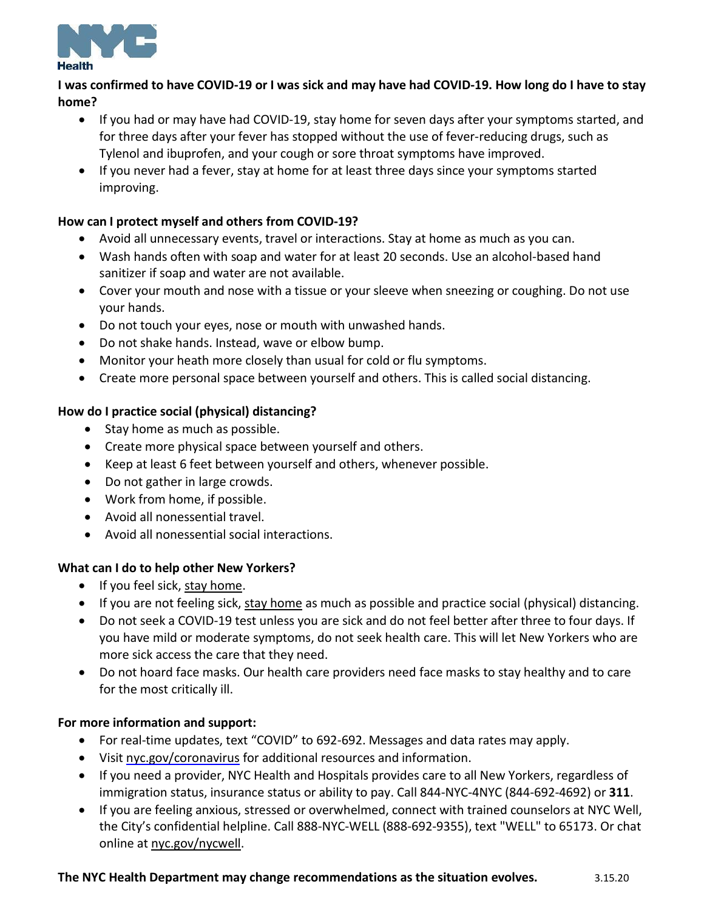**I was confirmed to have COVID-19 or I was sick and may have had COVID-19. How long do I have to stay home?**

- If you had or may have had COVID-19, stay home for seven days after your symptoms started, and for three days after your fever has stopped without the use of fever-reducing drugs, such as Tylenol and ibuprofen, and your cough or sore throat symptoms have improved.
- If you never had a fever, stay at home for at least three days since your symptoms started improving.

**How can I protect myself and others from COVID-19?**

- Avoid all unnecessary events, travel or interactions. Stay at home as much as you can.
- Wash hands often with soap and water for at least 20 seconds. Use an alcohol-based hand sanitizer if soap and water are not available.
- Cover your mouth and nose with a tissue or your sleeve when sneezing or coughing. Do not use your hands.
- Do not touch your eyes, nose or mouth with unwashed hands.
- Do not shake hands. Instead, wave or elbow bump.
- Monitor your heath more closely than usual for cold or flu symptoms.
- Create more personal space between yourself and others. This is called social distancing.

**How do I practice social (physical) distancing?**

- Stay home as much as possible.
- Create more physical space between yourself and others.
- Keep at least 6 feet between yourself and others, whenever possible.
- Do not gather in large crowds.
- Work from home, if possible.
- Avoid all nonessential travel.
- Avoid all nonessential social interactions.

**What can I do to help other New Yorkers?**

- If you feel sick, stay home.
- If you are not feeling sick, stay home as much as possible and practice social (physical) distancing.
- Do not seek a COVID-19 test unless you are sick and do not feel better after three to four days. If you have mild or moderate symptoms, do not seek health care. This will let New Yorkers who are more sick access the care that they need.
- Do not hoard face masks. Our health care providers need face masks to stay healthy and to care for the most critically ill.

**For more information and support:**

- For real-time updates, text "COVID" to 692-692. Messages and data rates may apply.
- Visit nyc.gov/coronavirus for additional resources and information.
- If you need a provider, NYC Health and Hospitals provides care to all New Yorkers, regardless of immigration status, insurance status or ability to pay. Call 844-NYC-4NYC (844-692-4692) or **311**.
- If you are feeling anxious, stressed or overwhelmed, connect with trained counselors at NYC Well, the City's confidential helpline. Call 888-NYC-WELL (888-692-9355), text "WELL" to 65173. Or chat online at nyc.gov/nycwell.

**The NYC Health Department may change recommendations as the situation evolves.** 3.15.20